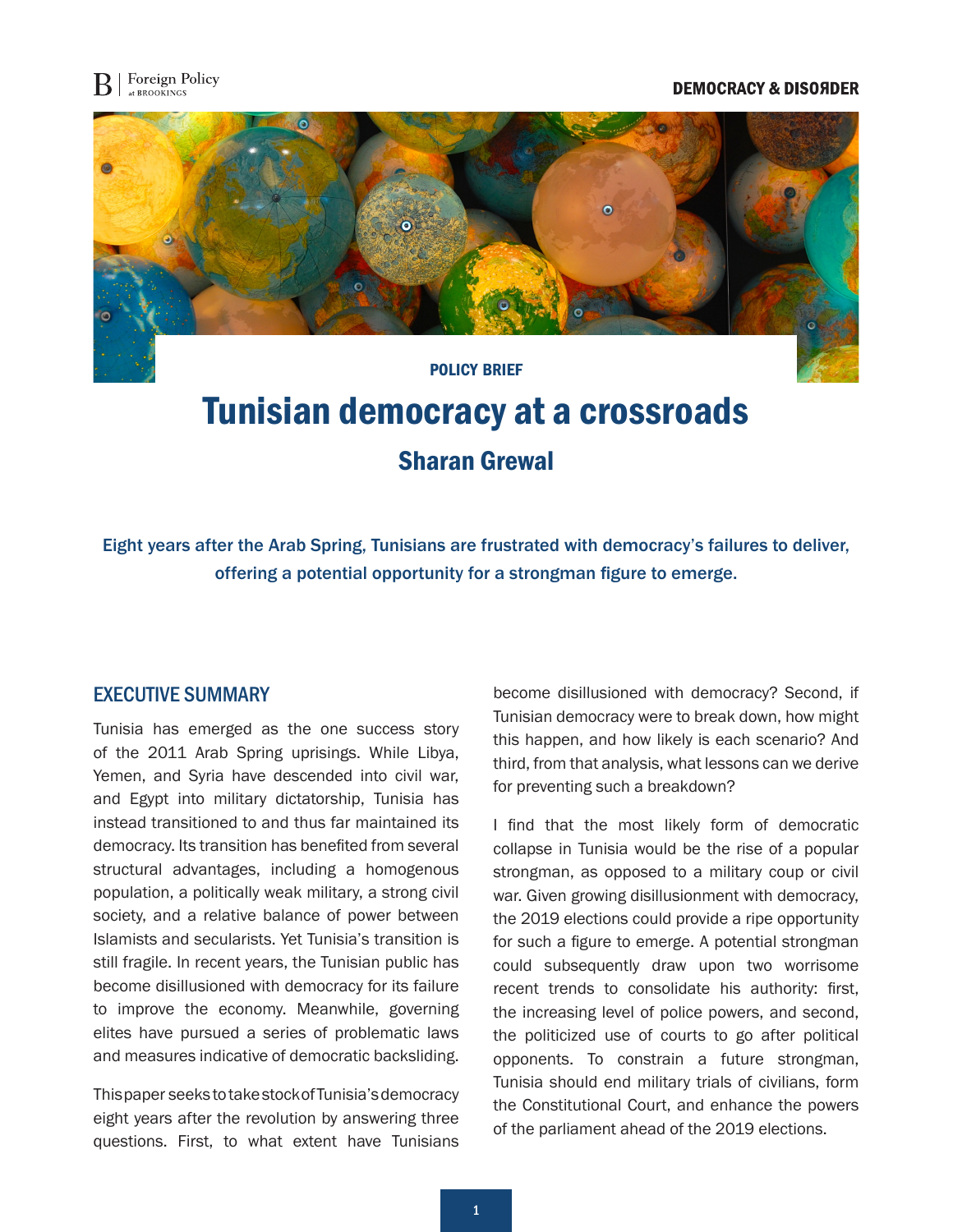POLICY BRIEF

# Tunisian democracy at a crossroads

## Sharan Grewal

Eight years after the Arab Spring, Tunisians are frustrated with democracy's failures to deliver, offering a potential opportunity for a strongman figure to emerge.

## EXECUTIVE SUMMARY

Tunisia has emerged as the one success story of the 2011 Arab Spring uprisings. While Libya, Yemen, and Syria have descended into civil war, and Egypt into military dictatorship, Tunisia has instead transitioned to and thus far maintained its democracy. Its transition has benefited from several structural advantages, including a homogenous population, a politically weak military, a strong civil society, and a relative balance of power between Islamists and secularists. Yet Tunisia's transition is still fragile. In recent years, the Tunisian public has become disillusioned with democracy for its failure to improve the economy. Meanwhile, governing elites have pursued a series of problematic laws and measures indicative of democratic backsliding.

This paper seeks to take stock of Tunisia's democracy eight years after the revolution by answering three questions. First, to what extent have Tunisians become disillusioned with democracy? Second, if Tunisian democracy were to break down, how might this happen, and how likely is each scenario? And third, from that analysis, what lessons can we derive for preventing such a breakdown?

I find that the most likely form of democratic collapse in Tunisia would be the rise of a popular strongman, as opposed to a military coup or civil war. Given growing disillusionment with democracy, the 2019 elections could provide a ripe opportunity for such a figure to emerge. A potential strongman could subsequently draw upon two worrisome recent trends to consolidate his authority: first, the increasing level of police powers, and second, the politicized use of courts to go after political opponents. To constrain a future strongman, Tunisia should end military trials of civilians, form the Constitutional Court, and enhance the powers of the parliament ahead of the 2019 elections.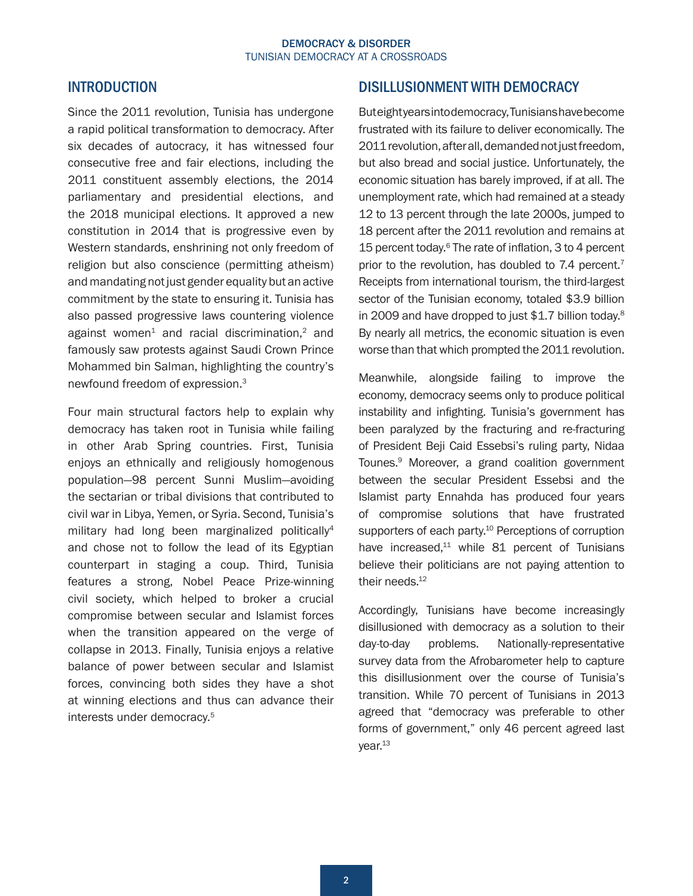## INTRODUCTION

Since the 2011 revolution, Tunisia has undergone a rapid political transformation to democracy. After six decades of autocracy, it has witnessed four consecutive free and fair elections, including the 2011 constituent assembly elections, the 2014 parliamentary and presidential elections, and the 2018 municipal elections. It approved a new constitution in 2014 that is progressive even by Western standards, enshrining not only freedom of religion but also conscience (permitting atheism) and mandating not just gender equality but an active commitment by the state to ensuring it. Tunisia has also passed progressive laws countering violence against women[1] and racial discrimination,[2] and famously saw protests against Saudi Crown Prince Mohammed bin Salman, highlighting the country's newfound freedom of expression.[3]

Four main structural factors help to explain why democracy has taken root in Tunisia while failing in other Arab Spring countries. First, Tunisia enjoys an ethnically and religiously homogenous population—98 percent Sunni Muslim—avoiding the sectarian or tribal divisions that contributed to civil war in Libya, Yemen, or Syria. Second, Tunisia's military had long been marginalized politically[4] and chose not to follow the lead of its Egyptian counterpart in staging a coup. Third, Tunisia features a strong, Nobel Peace Prize-winning civil society, which helped to broker a crucial compromise between secular and Islamist forces when the transition appeared on the verge of collapse in 2013. Finally, Tunisia enjoys a relative balance of power between secular and Islamist forces, convincing both sides they have a shot at winning elections and thus can advance their interests under democracy.[5]

## DISILLUSIONMENT WITH DEMOCRACY

But eight years into democracy, Tunisians have become frustrated with its failure to deliver economically. The 2011 revolution, after all, demanded not just freedom, but also bread and social justice. Unfortunately, the economic situation has barely improved, if at all. The unemployment rate, which had remained at a steady 12 to 13 percent through the late 2000s, jumped to 18 percent after the 2011 revolution and remains at 15 percent today.[6] The rate of inflation, 3 to 4 percent prior to the revolution, has doubled to 7.4 percent.[7] Receipts from international tourism, the third-largest sector of the Tunisian economy, totaled $3.9 billion in 2009 and have dropped to just $1.7 billion today.[8] By nearly all metrics, the economic situation is even worse than that which prompted the 2011 revolution.

Meanwhile, alongside failing to improve the economy, democracy seems only to produce political instability and infighting. Tunisia's government has been paralyzed by the fracturing and re-fracturing of President Beji Caid Essebsi's ruling party, Nidaa Tounes.[9] Moreover, a grand coalition government between the secular President Essebsi and the Islamist party Ennahda has produced four years of compromise solutions that have frustrated supporters of each party.[10] Perceptions of corruption have increased,[11] while 81 percent of Tunisians believe their politicians are not paying attention to their needs.[12]

Accordingly, Tunisians have become increasingly disillusioned with democracy as a solution to their day-to-day problems. Nationally-representative survey data from the Afrobarometer help to capture this disillusionment over the course of Tunisia's transition. While 70 percent of Tunisians in 2013 agreed that "democracy was preferable to other forms of government," only 46 percent agreed last year.[13]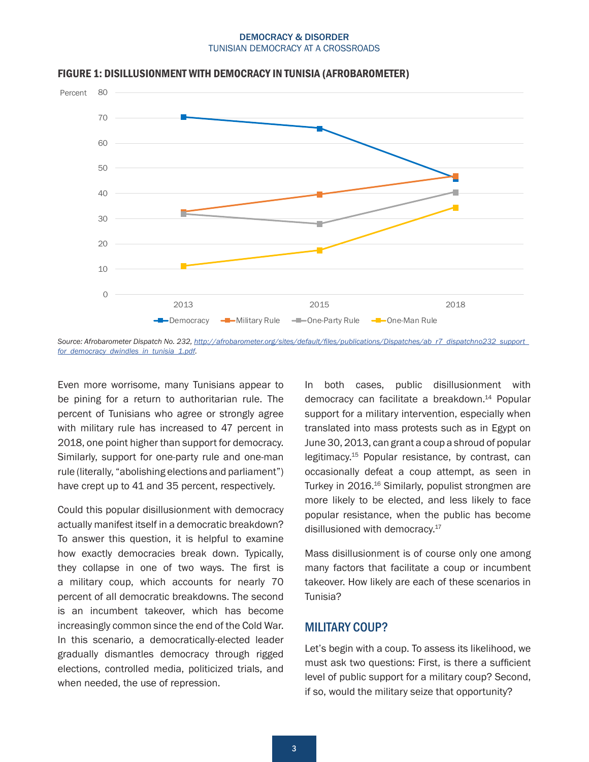**FIGURE 1: DISILLUSIONMENT WITH DEMOCRACY IN TUNISIA (AFROBAROMETER)**

*Source: Afrobarometer Dispatch No. 232, [http://afrobarometer.org/sites/default/files/publications/Dispatches/ab_r7_dispatchno232_support_for_democracy_dwindles_in_tunisia_1.pdf](http://afrobarometer.org/sites/default/files/publications/Dispatches/ab_r7_dispatchno232_support_for_democracy_dwindles_in_tunisia_1.pdf).*

Even more worrisome, many Tunisians appear to be pining for a return to authoritarian rule. The percent of Tunisians who agree or strongly agree with military rule has increased to 47 percent in 2018, one point higher than support for democracy. Similarly, support for one-party rule and one-man rule (literally, "abolishing elections and parliament") have crept up to 41 and 35 percent, respectively.

Could this popular disillusionment with democracy actually manifest itself in a democratic breakdown? To answer this question, it is helpful to examine how exactly democracies break down. Typically, they collapse in one of two ways. The first is a military coup, which accounts for nearly 70 percent of all democratic breakdowns. The second is an incumbent takeover, which has become increasingly common since the end of the Cold War. In this scenario, a democratically-elected leader gradually dismantles democracy through rigged elections, controlled media, politicized trials, and when needed, the use of repression.

In both cases, public disillusionment with democracy can facilitate a breakdown.[14] Popular support for a military intervention, especially when translated into mass protests such as in Egypt on June 30, 2013, can grant a coup a shroud of popular legitimacy.[15] Popular resistance, by contrast, can occasionally defeat a coup attempt, as seen in Turkey in 2016.[16] Similarly, populist strongmen are more likely to be elected, and less likely to face popular resistance, when the public has become disillusioned with democracy.[17]

Mass disillusionment is of course only one among many factors that facilitate a coup or incumbent takeover. How likely are each of these scenarios in Tunisia?

## MILITARY COUP?

Let's begin with a coup. To assess its likelihood, we must ask two questions: First, is there a sufficient level of public support for a military coup? Second, if so, would the military seize that opportunity?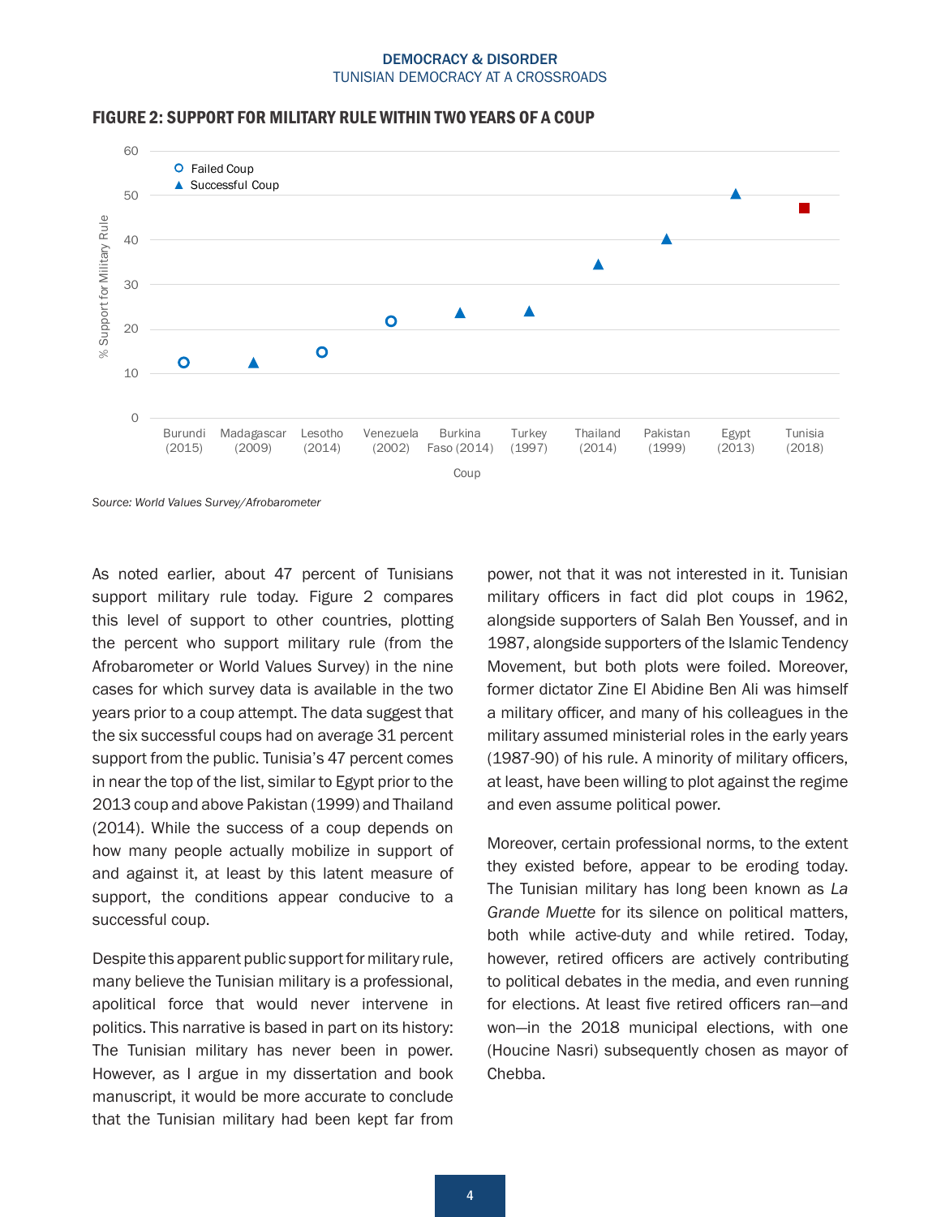## FIGURE 2: SUPPORT FOR MILITARY RULE WITHIN TWO YEARS OF A COUP

Source: World Values Survey/Afrobarometer

As noted earlier, about 47 percent of Tunisians support military rule today. Figure 2 compares this level of support to other countries, plotting the percent who support military rule (from the Afrobarometer or World Values Survey) in the nine cases for which survey data is available in the two years prior to a coup attempt. The data suggest that the six successful coups had on average 31 percent support from the public. Tunisia's 47 percent comes in near the top of the list, similar to Egypt prior to the 2013 coup and above Pakistan (1999) and Thailand (2014). While the success of a coup depends on how many people actually mobilize in support of and against it, at least by this latent measure of support, the conditions appear conducive to a successful coup.

Despite this apparent public support for military rule, many believe the Tunisian military is a professional, apolitical force that would never intervene in politics. This narrative is based in part on its history: The Tunisian military has never been in power. However, as I argue in my dissertation and book manuscript, it would be more accurate to conclude that the Tunisian military had been kept far from power, not that it was not interested in it. Tunisian military officers in fact did plot coups in 1962, alongside supporters of Salah Ben Youssef, and in 1987, alongside supporters of the Islamic Tendency Movement, but both plots were foiled. Moreover, former dictator Zine El Abidine Ben Ali was himself a military officer, and many of his colleagues in the military assumed ministerial roles in the early years (1987-90) of his rule. A minority of military officers, at least, have been willing to plot against the regime and even assume political power.

Moreover, certain professional norms, to the extent they existed before, appear to be eroding today. The Tunisian military has long been known as *La Grande Muette* for its silence on political matters, both while active-duty and while retired. Today, however, retired officers are actively contributing to political debates in the media, and even running for elections. At least five retired officers ran—and won—in the 2018 municipal elections, with one (Houcine Nasri) subsequently chosen as mayor of Chebba.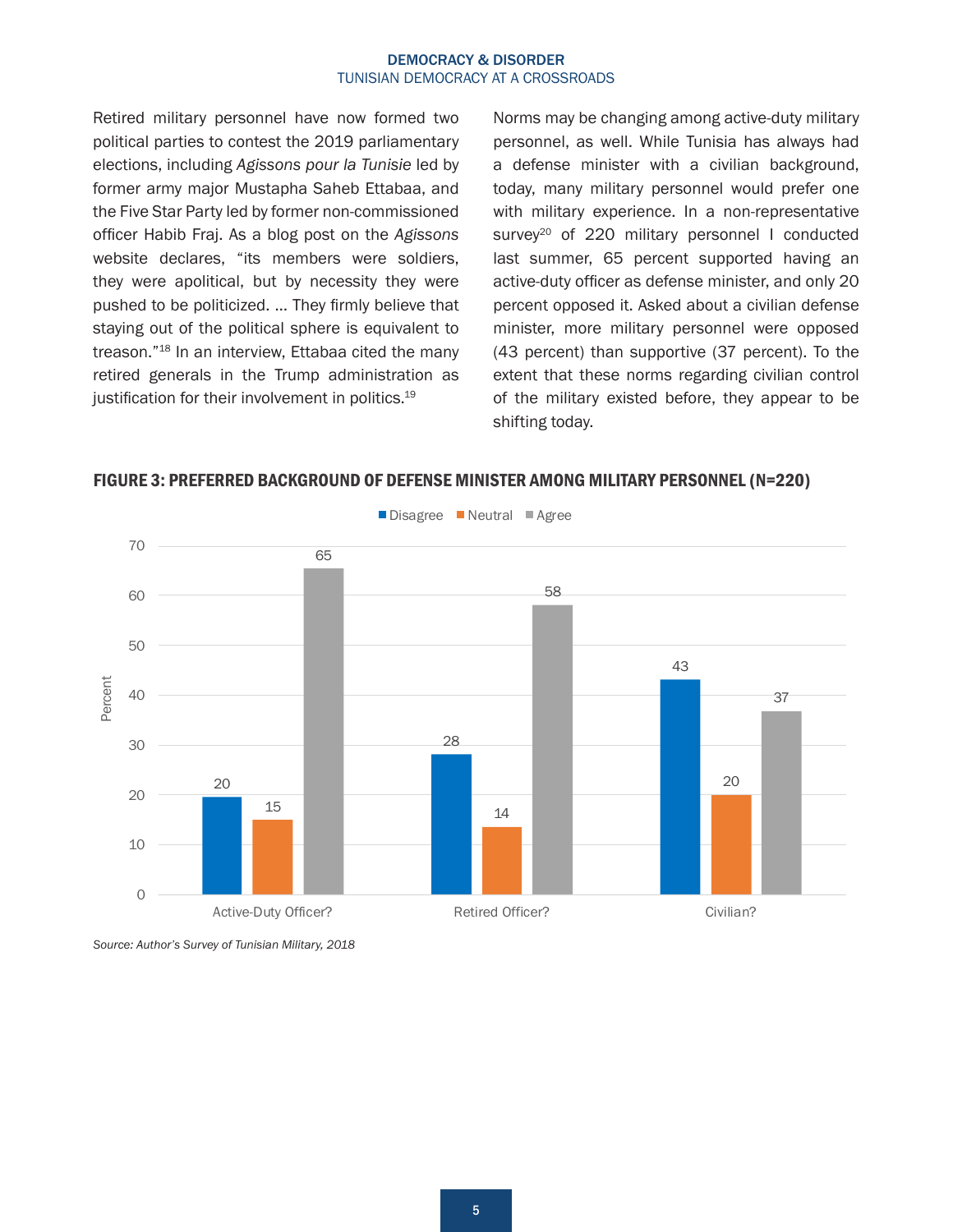Retired military personnel have now formed two political parties to contest the 2019 parliamentary elections, including *Agissons pour la Tunisie* led by former army major Mustapha Saheb Ettabaa, and the Five Star Party led by former non-commissioned officer Habib Fraj. As a blog post on the *Agissons* website declares, "its members were soldiers, they were apolitical, but by necessity they were pushed to be politicized. ... They firmly believe that staying out of the political sphere is equivalent to treason."[18] In an interview, Ettabaa cited the many retired generals in the Trump administration as justification for their involvement in politics.[19]

Norms may be changing among active-duty military personnel, as well. While Tunisia has always had a defense minister with a civilian background, today, many military personnel would prefer one with military experience. In a non-representative survey[20] of 220 military personnel I conducted last summer, 65 percent supported having an active-duty officer as defense minister, and only 20 percent opposed it. Asked about a civilian defense minister, more military personnel were opposed (43 percent) than supportive (37 percent). To the extent that these norms regarding civilian control of the military existed before, they appear to be shifting today.

**FIGURE 3: PREFERRED BACKGROUND OF DEFENSE MINISTER AMONG MILITARY PERSONNEL (N=220)**

| Percent | Disagree | Neutral | Agree |
|---|---|---|---|
| Active-Duty Officer? | 20 | 15 | 65 |
| Retired Officer? | 28 | 14 | 58 |
| Civilian? | 43 | 20 | 37 |

*Source: Author's Survey of Tunisian Military, 2018*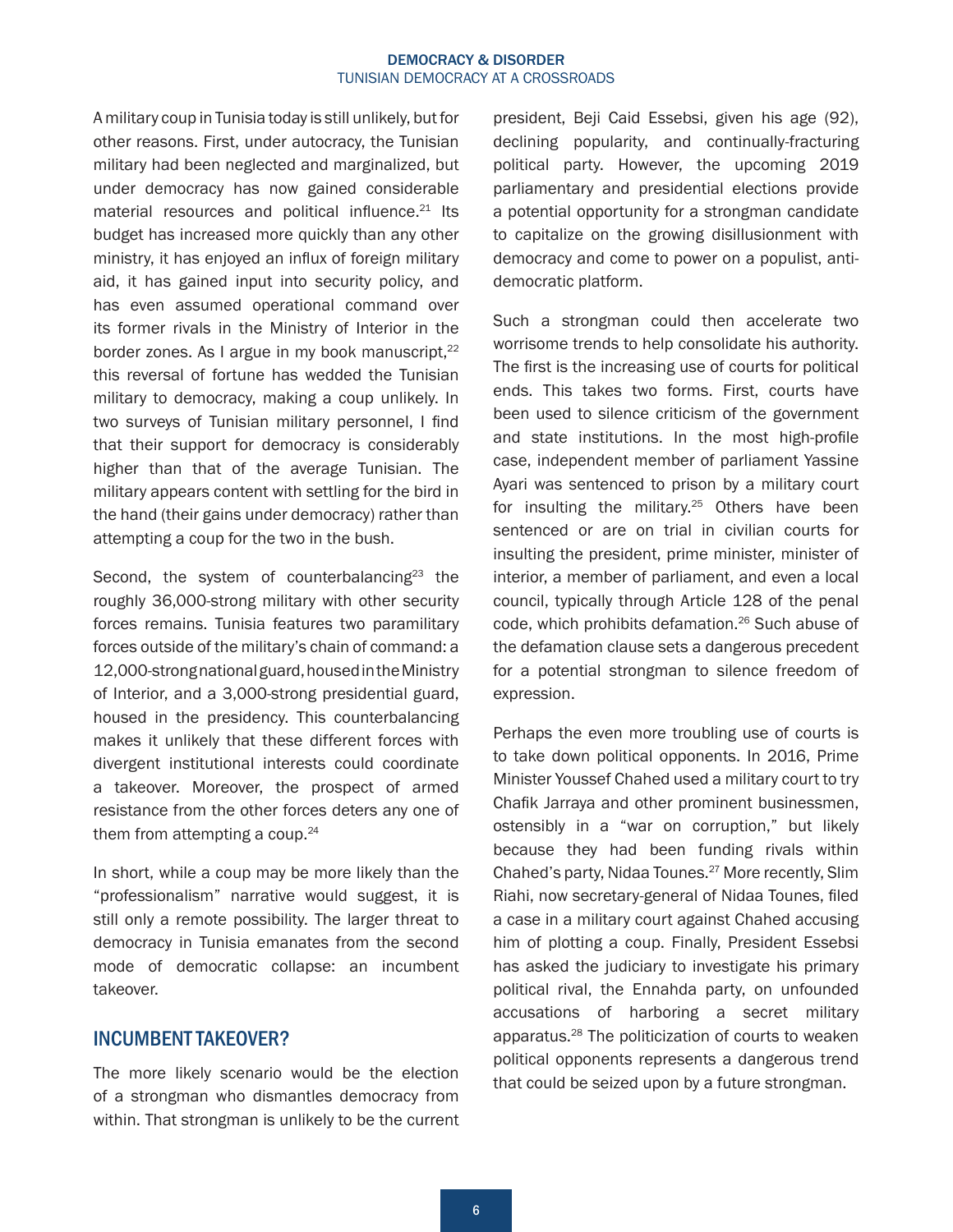A military coup in Tunisia today is still unlikely, but for other reasons. First, under autocracy, the Tunisian military had been neglected and marginalized, but under democracy has now gained considerable material resources and political influence.[21] Its budget has increased more quickly than any other ministry, it has enjoyed an influx of foreign military aid, it has gained input into security policy, and has even assumed operational command over its former rivals in the Ministry of Interior in the border zones. As I argue in my book manuscript,[22] this reversal of fortune has wedded the Tunisian military to democracy, making a coup unlikely. In two surveys of Tunisian military personnel, I find that their support for democracy is considerably higher than that of the average Tunisian. The military appears content with settling for the bird in the hand (their gains under democracy) rather than attempting a coup for the two in the bush.

Second, the system of counterbalancing[23] the roughly 36,000-strong military with other security forces remains. Tunisia features two paramilitary forces outside of the military's chain of command: a 12,000-strong national guard, housed in the Ministry of Interior, and a 3,000-strong presidential guard, housed in the presidency. This counterbalancing makes it unlikely that these different forces with divergent institutional interests could coordinate a takeover. Moreover, the prospect of armed resistance from the other forces deters any one of them from attempting a coup.[24]

In short, while a coup may be more likely than the "professionalism" narrative would suggest, it is still only a remote possibility. The larger threat to democracy in Tunisia emanates from the second mode of democratic collapse: an incumbent takeover.

## INCUMBENT TAKEOVER?

The more likely scenario would be the election of a strongman who dismantles democracy from within. That strongman is unlikely to be the current president, Beji Caid Essebsi, given his age (92), declining popularity, and continually-fracturing political party. However, the upcoming 2019 parliamentary and presidential elections provide a potential opportunity for a strongman candidate to capitalize on the growing disillusionment with democracy and come to power on a populist, anti-democratic platform.

Such a strongman could then accelerate two worrisome trends to help consolidate his authority. The first is the increasing use of courts for political ends. This takes two forms. First, courts have been used to silence criticism of the government and state institutions. In the most high-profile case, independent member of parliament Yassine Ayari was sentenced to prison by a military court for insulting the military.[25] Others have been sentenced or are on trial in civilian courts for insulting the president, prime minister, minister of interior, a member of parliament, and even a local council, typically through Article 128 of the penal code, which prohibits defamation.[26] Such abuse of the defamation clause sets a dangerous precedent for a potential strongman to silence freedom of expression.

Perhaps the even more troubling use of courts is to take down political opponents. In 2016, Prime Minister Youssef Chahed used a military court to try Chafik Jarraya and other prominent businessmen, ostensibly in a "war on corruption," but likely because they had been funding rivals within Chahed's party, Nidaa Tounes.[27] More recently, Slim Riahi, now secretary-general of Nidaa Tounes, filed a case in a military court against Chahed accusing him of plotting a coup. Finally, President Essebsi has asked the judiciary to investigate his primary political rival, the Ennahda party, on unfounded accusations of harboring a secret military apparatus.[28] The politicization of courts to weaken political opponents represents a dangerous trend that could be seized upon by a future strongman.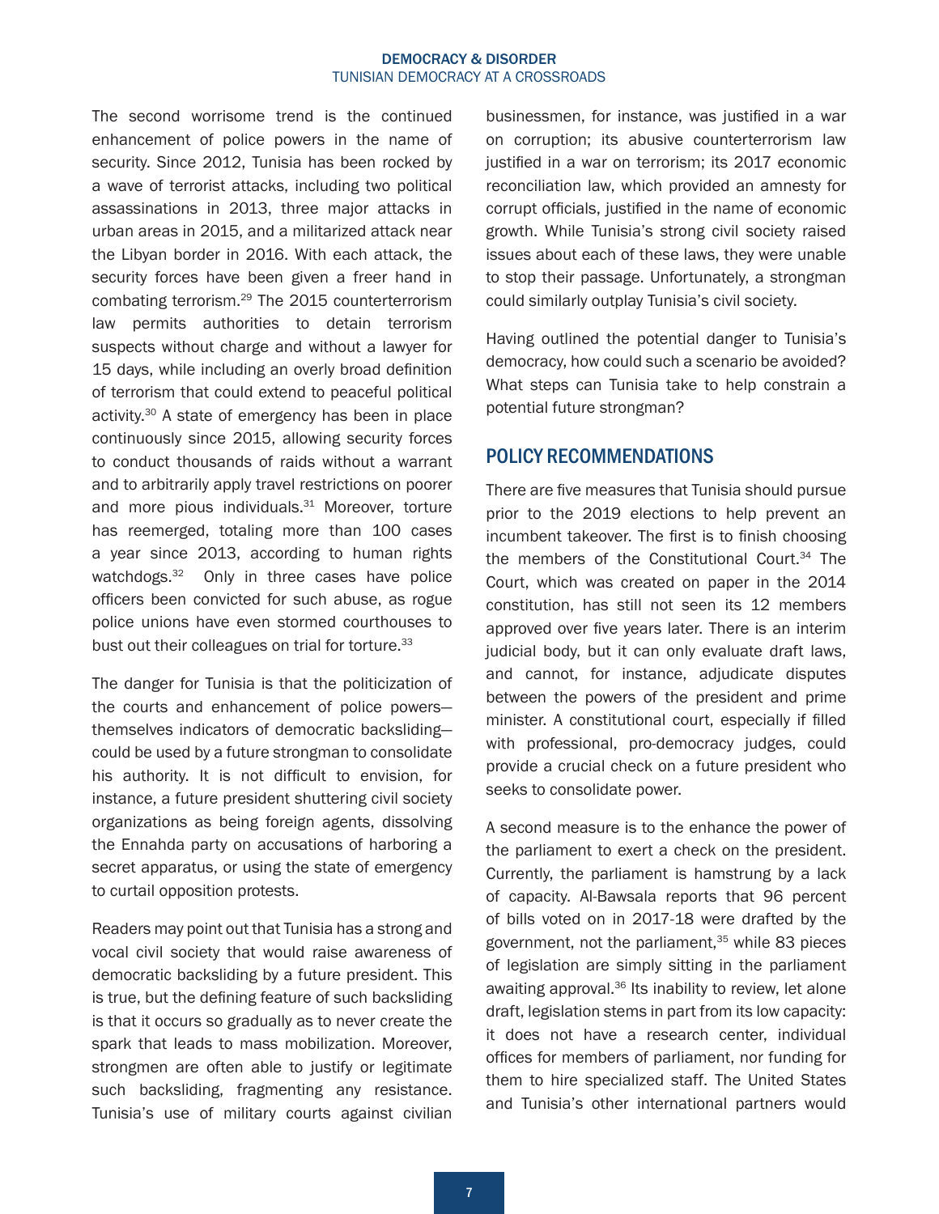The second worrisome trend is the continued enhancement of police powers in the name of security. Since 2012, Tunisia has been rocked by a wave of terrorist attacks, including two political assassinations in 2013, three major attacks in urban areas in 2015, and a militarized attack near the Libyan border in 2016. With each attack, the security forces have been given a freer hand in combating terrorism.[29] The 2015 counterterrorism law permits authorities to detain terrorism suspects without charge and without a lawyer for 15 days, while including an overly broad definition of terrorism that could extend to peaceful political activity.[30] A state of emergency has been in place continuously since 2015, allowing security forces to conduct thousands of raids without a warrant and to arbitrarily apply travel restrictions on poorer and more pious individuals.[31] Moreover, torture has reemerged, totaling more than 100 cases a year since 2013, according to human rights watchdogs.[32] Only in three cases have police officers been convicted for such abuse, as rogue police unions have even stormed courthouses to bust out their colleagues on trial for torture.[33]

The danger for Tunisia is that the politicization of the courts and enhancement of police powers—themselves indicators of democratic backsliding—could be used by a future strongman to consolidate his authority. It is not difficult to envision, for instance, a future president shuttering civil society organizations as being foreign agents, dissolving the Ennahda party on accusations of harboring a secret apparatus, or using the state of emergency to curtail opposition protests.

Readers may point out that Tunisia has a strong and vocal civil society that would raise awareness of democratic backsliding by a future president. This is true, but the defining feature of such backsliding is that it occurs so gradually as to never create the spark that leads to mass mobilization. Moreover, strongmen are often able to justify or legitimate such backsliding, fragmenting any resistance. Tunisia's use of military courts against civilian businessmen, for instance, was justified in a war on corruption; its abusive counterterrorism law justified in a war on terrorism; its 2017 economic reconciliation law, which provided an amnesty for corrupt officials, justified in the name of economic growth. While Tunisia's strong civil society raised issues about each of these laws, they were unable to stop their passage. Unfortunately, a strongman could similarly outplay Tunisia's civil society.

Having outlined the potential danger to Tunisia's democracy, how could such a scenario be avoided? What steps can Tunisia take to help constrain a potential future strongman?

## POLICY RECOMMENDATIONS

There are five measures that Tunisia should pursue prior to the 2019 elections to help prevent an incumbent takeover. The first is to finish choosing the members of the Constitutional Court.[34] The Court, which was created on paper in the 2014 constitution, has still not seen its 12 members approved over five years later. There is an interim judicial body, but it can only evaluate draft laws, and cannot, for instance, adjudicate disputes between the powers of the president and prime minister. A constitutional court, especially if filled with professional, pro-democracy judges, could provide a crucial check on a future president who seeks to consolidate power.

A second measure is to the enhance the power of the parliament to exert a check on the president. Currently, the parliament is hamstrung by a lack of capacity. Al-Bawsala reports that 96 percent of bills voted on in 2017-18 were drafted by the government, not the parliament,[35] while 83 pieces of legislation are simply sitting in the parliament awaiting approval.[36] Its inability to review, let alone draft, legislation stems in part from its low capacity: it does not have a research center, individual offices for members of parliament, nor funding for them to hire specialized staff. The United States and Tunisia's other international partners would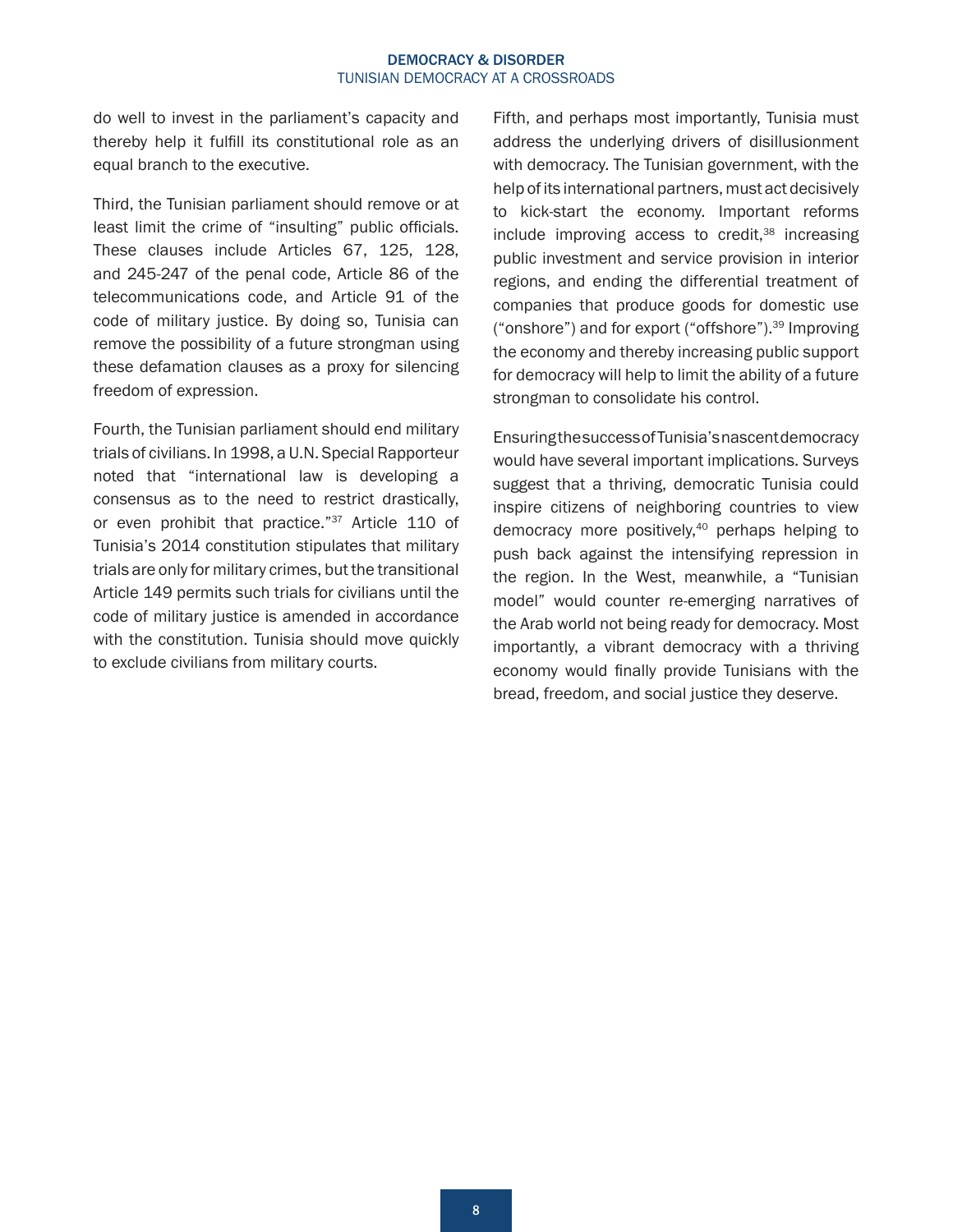do well to invest in the parliament's capacity and thereby help it fulfill its constitutional role as an equal branch to the executive.

Third, the Tunisian parliament should remove or at least limit the crime of "insulting" public officials. These clauses include Articles 67, 125, 128, and 245-247 of the penal code, Article 86 of the telecommunications code, and Article 91 of the code of military justice. By doing so, Tunisia can remove the possibility of a future strongman using these defamation clauses as a proxy for silencing freedom of expression.

Fourth, the Tunisian parliament should end military trials of civilians. In 1998, a U.N. Special Rapporteur noted that "international law is developing a consensus as to the need to restrict drastically, or even prohibit that practice."[37] Article 110 of Tunisia's 2014 constitution stipulates that military trials are only for military crimes, but the transitional Article 149 permits such trials for civilians until the code of military justice is amended in accordance with the constitution. Tunisia should move quickly to exclude civilians from military courts.

Fifth, and perhaps most importantly, Tunisia must address the underlying drivers of disillusionment with democracy. The Tunisian government, with the help of its international partners, must act decisively to kick-start the economy. Important reforms include improving access to credit,[38] increasing public investment and service provision in interior regions, and ending the differential treatment of companies that produce goods for domestic use ("onshore") and for export ("offshore").[39] Improving the economy and thereby increasing public support for democracy will help to limit the ability of a future strongman to consolidate his control.

Ensuring the success of Tunisia's nascent democracy would have several important implications. Surveys suggest that a thriving, democratic Tunisia could inspire citizens of neighboring countries to view democracy more positively,[40] perhaps helping to push back against the intensifying repression in the region. In the West, meanwhile, a "Tunisian model" would counter re-emerging narratives of the Arab world not being ready for democracy. Most importantly, a vibrant democracy with a thriving economy would finally provide Tunisians with the bread, freedom, and social justice they deserve.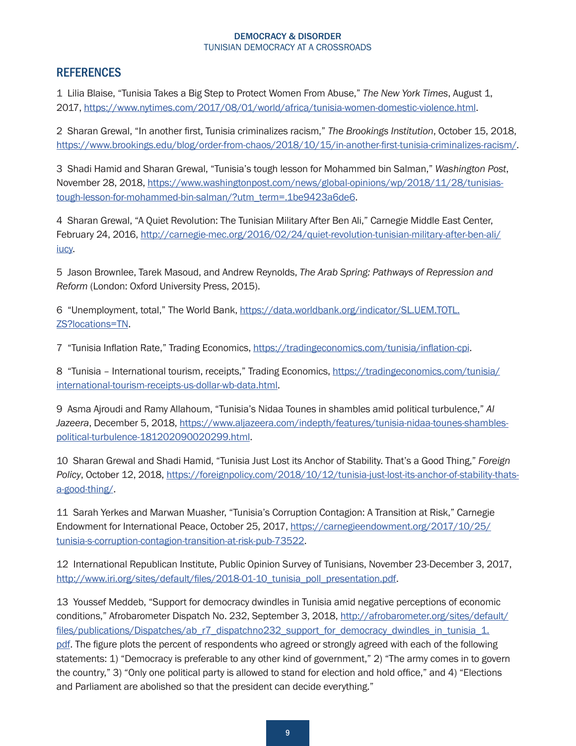## REFERENCES

1 Lilia Blaise, "Tunisia Takes a Big Step to Protect Women From Abuse," *The New York Times*, August 1, 2017, https://www.nytimes.com/2017/08/01/world/africa/tunisia-women-domestic-violence.html.

2 Sharan Grewal, "In another first, Tunisia criminalizes racism," *The Brookings Institution*, October 15, 2018, https://www.brookings.edu/blog/order-from-chaos/2018/10/15/in-another-first-tunisia-criminalizes-racism/.

3 Shadi Hamid and Sharan Grewal, "Tunisia's tough lesson for Mohammed bin Salman," *Washington Post*, November 28, 2018, https://www.washingtonpost.com/news/global-opinions/wp/2018/11/28/tunisias-tough-lesson-for-mohammed-bin-salman/?utm_term=.1be9423a6de6.

4 Sharan Grewal, "A Quiet Revolution: The Tunisian Military After Ben Ali," Carnegie Middle East Center, February 24, 2016, http://carnegie-mec.org/2016/02/24/quiet-revolution-tunisian-military-after-ben-ali/iucy.

5 Jason Brownlee, Tarek Masoud, and Andrew Reynolds, *The Arab Spring: Pathways of Repression and Reform* (London: Oxford University Press, 2015).

6 "Unemployment, total," The World Bank, https://data.worldbank.org/indicator/SL.UEM.TOTL.ZS?locations=TN.

7 "Tunisia Inflation Rate," Trading Economics, https://tradingeconomics.com/tunisia/inflation-cpi.

8 "Tunisia – International tourism, receipts," Trading Economics, https://tradingeconomics.com/tunisia/international-tourism-receipts-us-dollar-wb-data.html.

9 Asma Ajroudi and Ramy Allahoum, "Tunisia's Nidaa Tounes in shambles amid political turbulence," *Al Jazeera*, December 5, 2018, https://www.aljazeera.com/indepth/features/tunisia-nidaa-tounes-shambles-political-turbulence-181202090020299.html.

10 Sharan Grewal and Shadi Hamid, "Tunisia Just Lost its Anchor of Stability. That's a Good Thing," *Foreign Policy*, October 12, 2018, https://foreignpolicy.com/2018/10/12/tunisia-just-lost-its-anchor-of-stability-thats-a-good-thing/.

11 Sarah Yerkes and Marwan Muasher, "Tunisia's Corruption Contagion: A Transition at Risk," Carnegie Endowment for International Peace, October 25, 2017, https://carnegieendowment.org/2017/10/25/tunisia-s-corruption-contagion-transition-at-risk-pub-73522.

12 International Republican Institute, Public Opinion Survey of Tunisians, November 23-December 3, 2017, http://www.iri.org/sites/default/files/2018-01-10_tunisia_poll_presentation.pdf.

13 Youssef Meddeb, "Support for democracy dwindles in Tunisia amid negative perceptions of economic conditions," Afrobarometer Dispatch No. 232, September 3, 2018, http://afrobarometer.org/sites/default/files/publications/Dispatches/ab_r7_dispatchno232_support_for_democracy_dwindles_in_tunisia_1.pdf. The figure plots the percent of respondents who agreed or strongly agreed with each of the following statements: 1) "Democracy is preferable to any other kind of government," 2) "The army comes in to govern the country," 3) "Only one political party is allowed to stand for election and hold office," and 4) "Elections and Parliament are abolished so that the president can decide everything."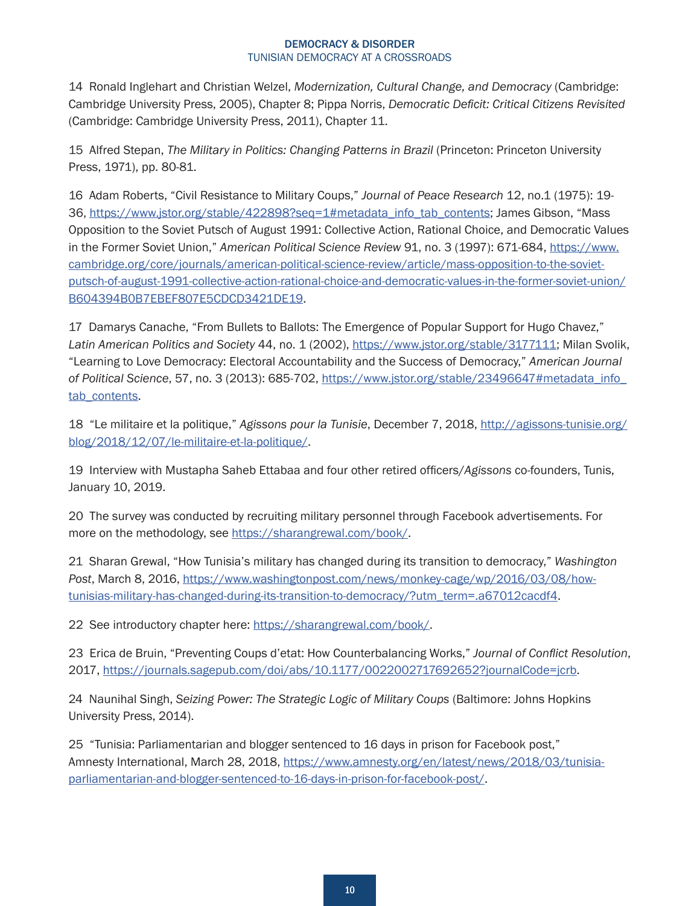14 Ronald Inglehart and Christian Welzel, *Modernization, Cultural Change, and Democracy* (Cambridge: Cambridge University Press, 2005), Chapter 8; Pippa Norris, *Democratic Deficit: Critical Citizens Revisited* (Cambridge: Cambridge University Press, 2011), Chapter 11.

15 Alfred Stepan, *The Military in Politics: Changing Patterns in Brazil* (Princeton: Princeton University Press, 1971), pp. 80-81.

16 Adam Roberts, "Civil Resistance to Military Coups," *Journal of Peace Research* 12, no.1 (1975): 19-36, https://www.jstor.org/stable/422898?seq=1#metadata_info_tab_contents; James Gibson, "Mass Opposition to the Soviet Putsch of August 1991: Collective Action, Rational Choice, and Democratic Values in the Former Soviet Union," *American Political Science Review* 91, no. 3 (1997): 671-684, https://www.cambridge.org/core/journals/american-political-science-review/article/mass-opposition-to-the-soviet-putsch-of-august-1991-collective-action-rational-choice-and-democratic-values-in-the-former-soviet-union/B604394B0B7EBEF807E5CDCD3421DE19.

17 Damarys Canache, "From Bullets to Ballots: The Emergence of Popular Support for Hugo Chavez," *Latin American Politics and Society* 44, no. 1 (2002), https://www.jstor.org/stable/3177111; Milan Svolik, "Learning to Love Democracy: Electoral Accountability and the Success of Democracy," *American Journal of Political Science*, 57, no. 3 (2013): 685-702, https://www.jstor.org/stable/23496647#metadata_info_tab_contents.

18 "Le militaire et la politique," *Agissons pour la Tunisie*, December 7, 2018, http://agissons-tunisie.org/blog/2018/12/07/le-militaire-et-la-politique/.

19 Interview with Mustapha Saheb Ettabaa and four other retired officers/*Agissons* co-founders, Tunis, January 10, 2019.

20 The survey was conducted by recruiting military personnel through Facebook advertisements. For more on the methodology, see https://sharangrewal.com/book/.

21 Sharan Grewal, "How Tunisia's military has changed during its transition to democracy," *Washington Post*, March 8, 2016, https://www.washingtonpost.com/news/monkey-cage/wp/2016/03/08/how-tunisias-military-has-changed-during-its-transition-to-democracy/?utm_term=.a67012cacdf4.

22 See introductory chapter here: https://sharangrewal.com/book/.

23 Erica de Bruin, "Preventing Coups d'etat: How Counterbalancing Works," *Journal of Conflict Resolution*, 2017, https://journals.sagepub.com/doi/abs/10.1177/0022002717692652?journalCode=jcrb.

24 Naunihal Singh, *Seizing Power: The Strategic Logic of Military Coups* (Baltimore: Johns Hopkins University Press, 2014).

25 "Tunisia: Parliamentarian and blogger sentenced to 16 days in prison for Facebook post," Amnesty International, March 28, 2018, https://www.amnesty.org/en/latest/news/2018/03/tunisia-parliamentarian-and-blogger-sentenced-to-16-days-in-prison-for-facebook-post/.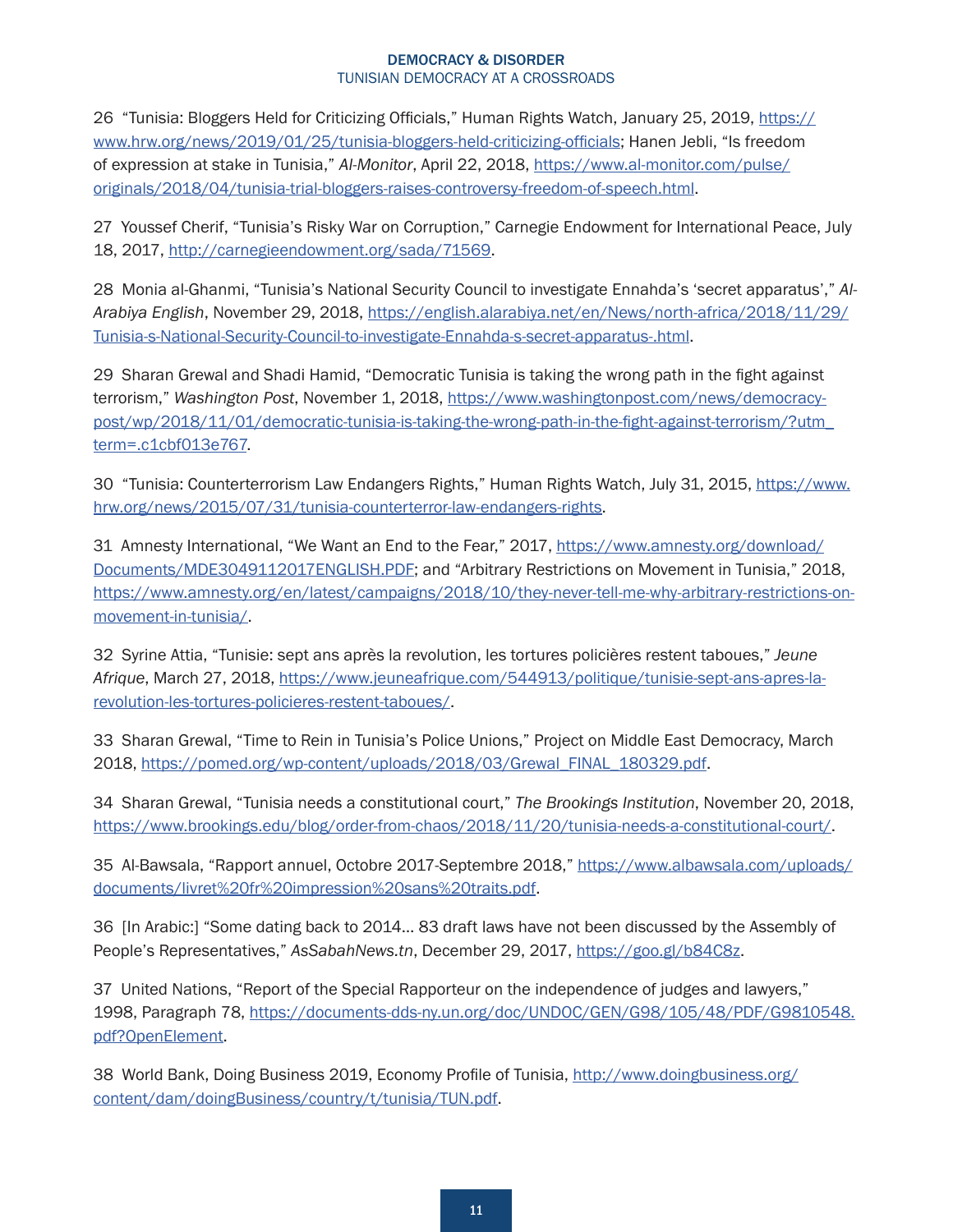26 “Tunisia: Bloggers Held for Criticizing Officials,” Human Rights Watch, January 25, 2019, https://www.hrw.org/news/2019/01/25/tunisia-bloggers-held-criticizing-officials; Hanen Jebli, “Is freedom of expression at stake in Tunisia,” *Al-Monitor*, April 22, 2018, https://www.al-monitor.com/pulse/originals/2018/04/tunisia-trial-bloggers-raises-controversy-freedom-of-speech.html.

27 Youssef Cherif, “Tunisia’s Risky War on Corruption,” Carnegie Endowment for International Peace, July 18, 2017, http://carnegieendowment.org/sada/71569.

28 Monia al-Ghanmi, “Tunisia’s National Security Council to investigate Ennahda’s ‘secret apparatus’,” *Al-Arabiya English*, November 29, 2018, https://english.alarabiya.net/en/News/north-africa/2018/11/29/Tunisia-s-National-Security-Council-to-investigate-Ennahda-s-secret-apparatus-.html.

29 Sharan Grewal and Shadi Hamid, “Democratic Tunisia is taking the wrong path in the fight against terrorism,” *Washington Post*, November 1, 2018, https://www.washingtonpost.com/news/democracy-post/wp/2018/11/01/democratic-tunisia-is-taking-the-wrong-path-in-the-fight-against-terrorism/?utm_term=.c1cbf013e767.

30 “Tunisia: Counterterrorism Law Endangers Rights,” Human Rights Watch, July 31, 2015, https://www.hrw.org/news/2015/07/31/tunisia-counterterror-law-endangers-rights.

31 Amnesty International, “We Want an End to the Fear,” 2017, https://www.amnesty.org/download/Documents/MDE3049112017ENGLISH.PDF; and “Arbitrary Restrictions on Movement in Tunisia,” 2018, https://www.amnesty.org/en/latest/campaigns/2018/10/they-never-tell-me-why-arbitrary-restrictions-on-movement-in-tunisia/.

32 Syrine Attia, “Tunisie: sept ans après la revolution, les tortures policières restent taboues,” *Jeune Afrique*, March 27, 2018, https://www.jeuneafrique.com/544913/politique/tunisie-sept-ans-apres-la-revolution-les-tortures-policieres-restent-taboues/.

33 Sharan Grewal, “Time to Rein in Tunisia’s Police Unions,” Project on Middle East Democracy, March 2018, https://pomed.org/wp-content/uploads/2018/03/Grewal_FINAL_180329.pdf.

34 Sharan Grewal, “Tunisia needs a constitutional court,” *The Brookings Institution*, November 20, 2018, https://www.brookings.edu/blog/order-from-chaos/2018/11/20/tunisia-needs-a-constitutional-court/.

35 Al-Bawsala, “Rapport annuel, Octobre 2017-Septembre 2018,” https://www.albawsala.com/uploads/documents/livret%20fr%20impression%20sans%20traits.pdf.

36 [In Arabic:] “Some dating back to 2014… 83 draft laws have not been discussed by the Assembly of People’s Representatives,” *AsSabahNews.tn*, December 29, 2017, https://goo.gl/b84C8z.

37 United Nations, “Report of the Special Rapporteur on the independence of judges and lawyers,” 1998, Paragraph 78, https://documents-dds-ny.un.org/doc/UNDOC/GEN/G98/105/48/PDF/G9810548.pdf?OpenElement.

38 World Bank, Doing Business 2019, Economy Profile of Tunisia, http://www.doingbusiness.org/content/dam/doingBusiness/country/t/tunisia/TUN.pdf.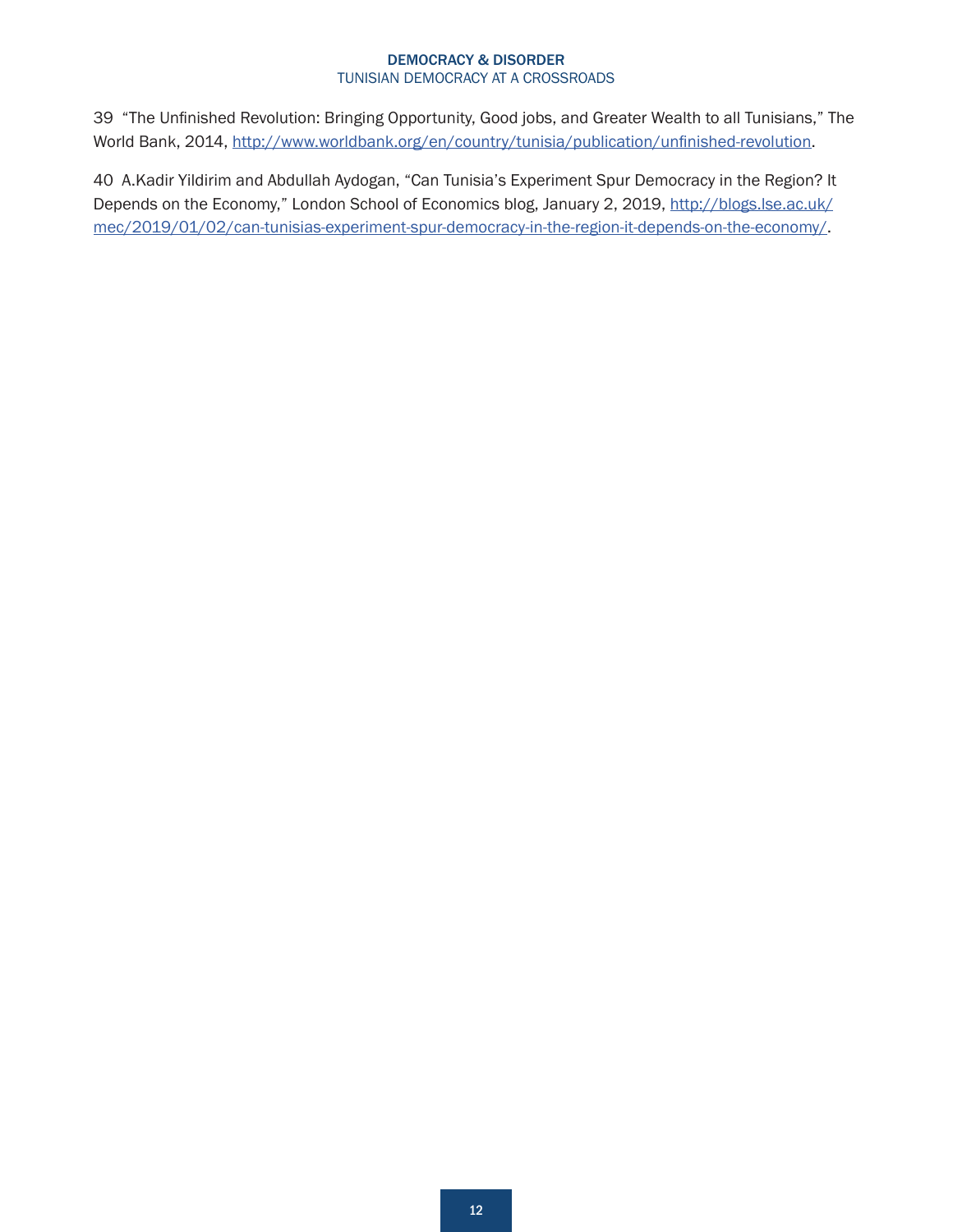39 “The Unfinished Revolution: Bringing Opportunity, Good jobs, and Greater Wealth to all Tunisians,” The World Bank, 2014, http://www.worldbank.org/en/country/tunisia/publication/unfinished-revolution.

40 A.Kadir Yildirim and Abdullah Aydogan, “Can Tunisia’s Experiment Spur Democracy in the Region? It Depends on the Economy,” London School of Economics blog, January 2, 2019, http://blogs.lse.ac.uk/mec/2019/01/02/can-tunisias-experiment-spur-democracy-in-the-region-it-depends-on-the-economy/.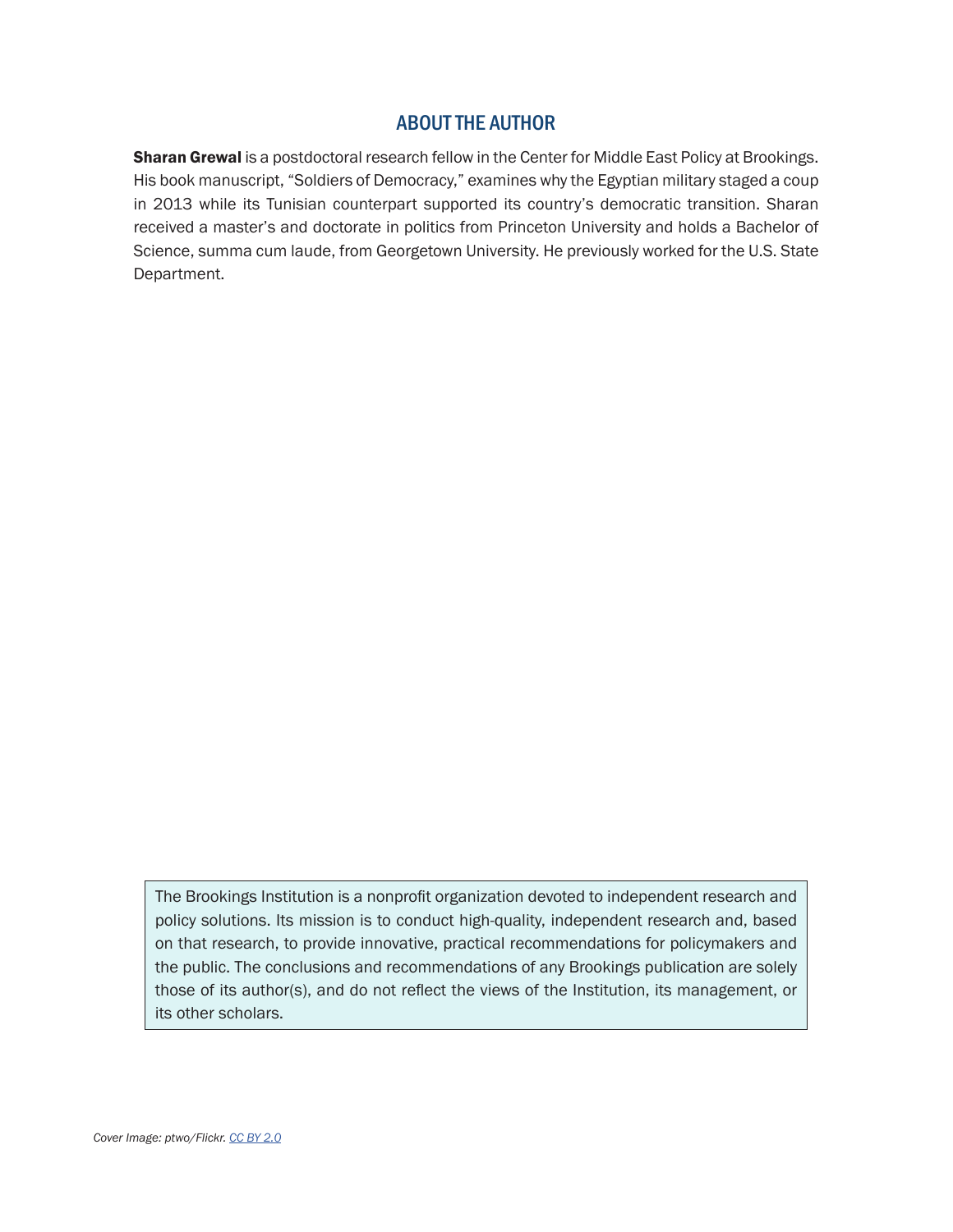## ABOUT THE AUTHOR

**Sharan Grewal** is a postdoctoral research fellow in the Center for Middle East Policy at Brookings. His book manuscript, "Soldiers of Democracy," examines why the Egyptian military staged a coup in 2013 while its Tunisian counterpart supported its country's democratic transition. Sharan received a master's and doctorate in politics from Princeton University and holds a Bachelor of Science, summa cum laude, from Georgetown University. He previously worked for the U.S. State Department.

The Brookings Institution is a nonprofit organization devoted to independent research and policy solutions. Its mission is to conduct high-quality, independent research and, based on that research, to provide innovative, practical recommendations for policymakers and the public. The conclusions and recommendations of any Brookings publication are solely those of its author(s), and do not reflect the views of the Institution, its management, or its other scholars.

*Cover Image: ptwo/Flickr. CC BY 2.0*